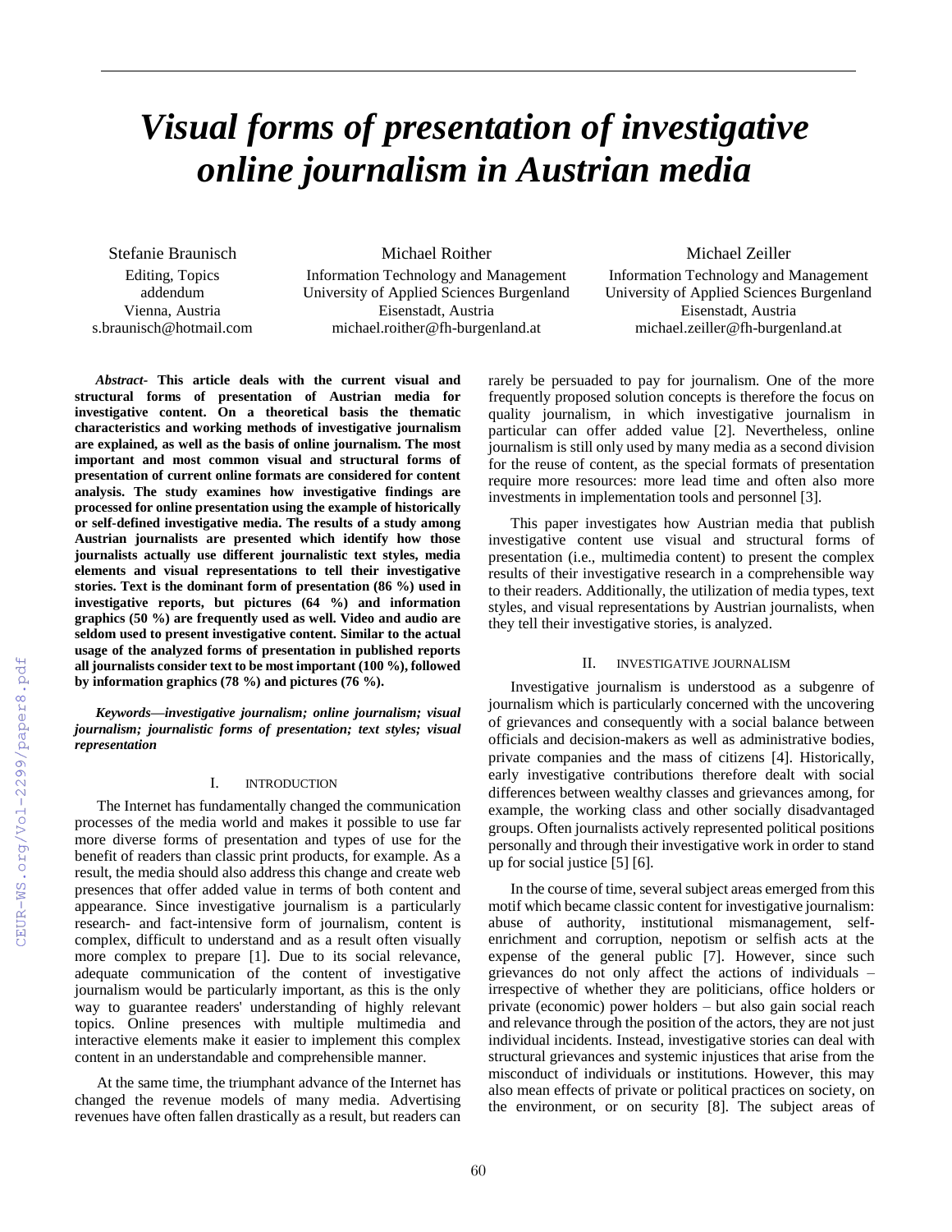# Visual forms of presentation of investigative online journalism in Austrian media

Stefanie Braunisch
Editing, Topics
addendum
Vienna, Austria
s.braunisch@hotmail.com

Michael Roither
Information Technology and Management
University of Applied Sciences Burgenland
Eisenstadt, Austria
michael.roither@fh-burgenland.at

Michael Zeiller
Information Technology and Management
University of Applied Sciences Burgenland
Eisenstadt, Austria
michael.zeiller@fh-burgenland.at

***Abstract*- This article deals with the current visual and structural forms of presentation of Austrian media for investigative content. On a theoretical basis the thematic characteristics and working methods of investigative journalism are explained, as well as the basis of online journalism. The most important and most common visual and structural forms of presentation of current online formats are considered for content analysis. The study examines how investigative findings are processed for online presentation using the example of historically or self-defined investigative media. The results of a study among Austrian journalists are presented which identify how those journalists actually use different journalistic text styles, media elements and visual representations to tell their investigative stories. Text is the dominant form of presentation (86 %) used in investigative reports, but pictures (64 %) and information graphics (50 %) are frequently used as well. Video and audio are seldom used to present investigative content. Similar to the actual usage of the analyzed forms of presentation in published reports all journalists consider text to be most important (100 %), followed by information graphics (78 %) and pictures (76 %).**

***Keywords—investigative journalism; online journalism; visual journalism; journalistic forms of presentation; text styles; visual representation***

## I. INTRODUCTION

The Internet has fundamentally changed the communication processes of the media world and makes it possible to use far more diverse forms of presentation and types of use for the benefit of readers than classic print products, for example. As a result, the media should also address this change and create web presences that offer added value in terms of both content and appearance. Since investigative journalism is a particularly research- and fact-intensive form of journalism, content is complex, difficult to understand and as a result often visually more complex to prepare [1]. Due to its social relevance, adequate communication of the content of investigative journalism would be particularly important, as this is the only way to guarantee readers' understanding of highly relevant topics. Online presences with multiple multimedia and interactive elements make it easier to implement this complex content in an understandable and comprehensible manner.

At the same time, the triumphant advance of the Internet has changed the revenue models of many media. Advertising revenues have often fallen drastically as a result, but readers can rarely be persuaded to pay for journalism. One of the more frequently proposed solution concepts is therefore the focus on quality journalism, in which investigative journalism in particular can offer added value [2]. Nevertheless, online journalism is still only used by many media as a second division for the reuse of content, as the special formats of presentation require more resources: more lead time and often also more investments in implementation tools and personnel [3].

This paper investigates how Austrian media that publish investigative content use visual and structural forms of presentation (i.e., multimedia content) to present the complex results of their investigative research in a comprehensible way to their readers. Additionally, the utilization of media types, text styles, and visual representations by Austrian journalists, when they tell their investigative stories, is analyzed.

## II. INVESTIGATIVE JOURNALISM

Investigative journalism is understood as a subgenre of journalism which is particularly concerned with the uncovering of grievances and consequently with a social balance between officials and decision-makers as well as administrative bodies, private companies and the mass of citizens [4]. Historically, early investigative contributions therefore dealt with social differences between wealthy classes and grievances among, for example, the working class and other socially disadvantaged groups. Often journalists actively represented political positions personally and through their investigative work in order to stand up for social justice [5] [6].

In the course of time, several subject areas emerged from this motif which became classic content for investigative journalism: abuse of authority, institutional mismanagement, self-enrichment and corruption, nepotism or selfish acts at the expense of the general public [7]. However, since such grievances do not only affect the actions of individuals – irrespective of whether they are politicians, office holders or private (economic) power holders – but also gain social reach and relevance through the position of the actors, they are not just individual incidents. Instead, investigative stories can deal with structural grievances and systemic injustices that arise from the misconduct of individuals or institutions. However, this may also mean effects of private or political practices on society, on the environment, or on security [8]. The subject areas of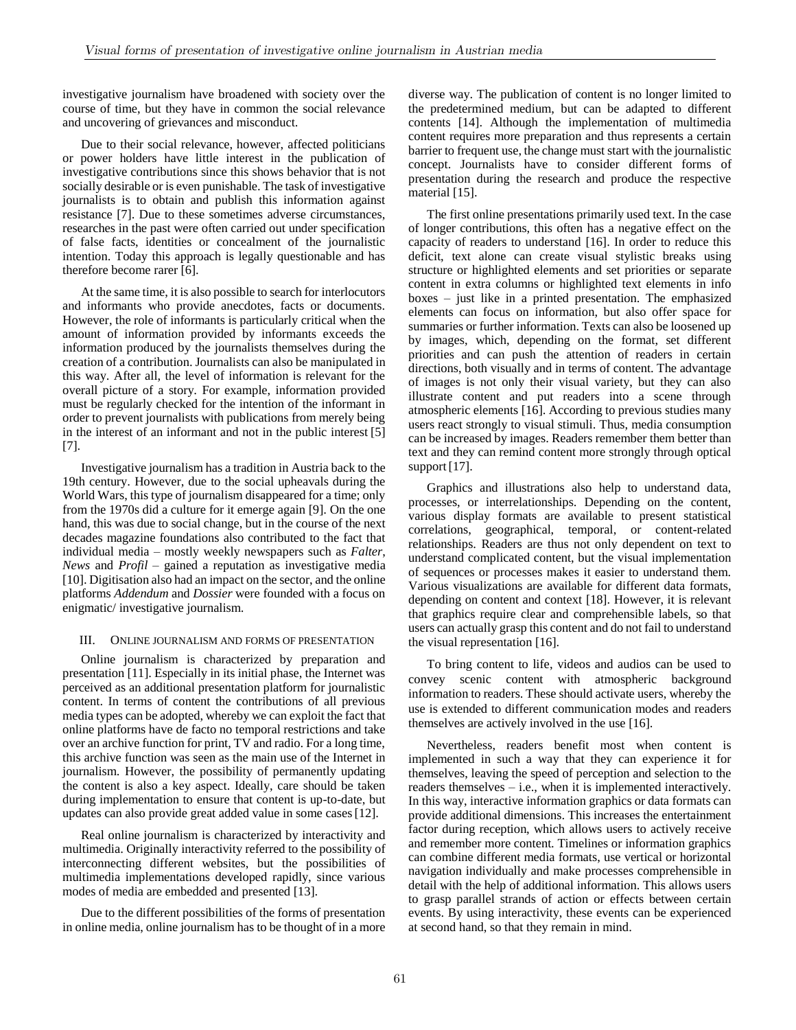investigative journalism have broadened with society over the course of time, but they have in common the social relevance and uncovering of grievances and misconduct.

Due to their social relevance, however, affected politicians or power holders have little interest in the publication of investigative contributions since this shows behavior that is not socially desirable or is even punishable. The task of investigative journalists is to obtain and publish this information against resistance [7]. Due to these sometimes adverse circumstances, researches in the past were often carried out under specification of false facts, identities or concealment of the journalistic intention. Today this approach is legally questionable and has therefore become rarer [6].

At the same time, it is also possible to search for interlocutors and informants who provide anecdotes, facts or documents. However, the role of informants is particularly critical when the amount of information provided by informants exceeds the information produced by the journalists themselves during the creation of a contribution. Journalists can also be manipulated in this way. After all, the level of information is relevant for the overall picture of a story. For example, information provided must be regularly checked for the intention of the informant in order to prevent journalists with publications from merely being in the interest of an informant and not in the public interest [5] [7].

Investigative journalism has a tradition in Austria back to the 19th century. However, due to the social upheavals during the World Wars, this type of journalism disappeared for a time; only from the 1970s did a culture for it emerge again [9]. On the one hand, this was due to social change, but in the course of the next decades magazine foundations also contributed to the fact that individual media – mostly weekly newspapers such as *Falter*, *News* and *Profil* – gained a reputation as investigative media [10]. Digitisation also had an impact on the sector, and the online platforms *Addendum* and *Dossier* were founded with a focus on enigmatic/ investigative journalism.

## III. Online journalism and forms of presentation

Online journalism is characterized by preparation and presentation [11]. Especially in its initial phase, the Internet was perceived as an additional presentation platform for journalistic content. In terms of content the contributions of all previous media types can be adopted, whereby we can exploit the fact that online platforms have de facto no temporal restrictions and take over an archive function for print, TV and radio. For a long time, this archive function was seen as the main use of the Internet in journalism. However, the possibility of permanently updating the content is also a key aspect. Ideally, care should be taken during implementation to ensure that content is up-to-date, but updates can also provide great added value in some cases [12].

Real online journalism is characterized by interactivity and multimedia. Originally interactivity referred to the possibility of interconnecting different websites, but the possibilities of multimedia implementations developed rapidly, since various modes of media are embedded and presented [13].

Due to the different possibilities of the forms of presentation in online media, online journalism has to be thought of in a more diverse way. The publication of content is no longer limited to the predetermined medium, but can be adapted to different contents [14]. Although the implementation of multimedia content requires more preparation and thus represents a certain barrier to frequent use, the change must start with the journalistic concept. Journalists have to consider different forms of presentation during the research and produce the respective material [15].

The first online presentations primarily used text. In the case of longer contributions, this often has a negative effect on the capacity of readers to understand [16]. In order to reduce this deficit, text alone can create visual stylistic breaks using structure or highlighted elements and set priorities or separate content in extra columns or highlighted text elements in info boxes – just like in a printed presentation. The emphasized elements can focus on information, but also offer space for summaries or further information. Texts can also be loosened up by images, which, depending on the format, set different priorities and can push the attention of readers in certain directions, both visually and in terms of content. The advantage of images is not only their visual variety, but they can also illustrate content and put readers into a scene through atmospheric elements [16]. According to previous studies many users react strongly to visual stimuli. Thus, media consumption can be increased by images. Readers remember them better than text and they can remind content more strongly through optical support [17].

Graphics and illustrations also help to understand data, processes, or interrelationships. Depending on the content, various display formats are available to present statistical correlations, geographical, temporal, or content-related relationships. Readers are thus not only dependent on text to understand complicated content, but the visual implementation of sequences or processes makes it easier to understand them. Various visualizations are available for different data formats, depending on content and context [18]. However, it is relevant that graphics require clear and comprehensible labels, so that users can actually grasp this content and do not fail to understand the visual representation [16].

To bring content to life, videos and audios can be used to convey scenic content with atmospheric background information to readers. These should activate users, whereby the use is extended to different communication modes and readers themselves are actively involved in the use [16].

Nevertheless, readers benefit most when content is implemented in such a way that they can experience it for themselves, leaving the speed of perception and selection to the readers themselves – i.e., when it is implemented interactively. In this way, interactive information graphics or data formats can provide additional dimensions. This increases the entertainment factor during reception, which allows users to actively receive and remember more content. Timelines or information graphics can combine different media formats, use vertical or horizontal navigation individually and make processes comprehensible in detail with the help of additional information. This allows users to grasp parallel strands of action or effects between certain events. By using interactivity, these events can be experienced at second hand, so that they remain in mind.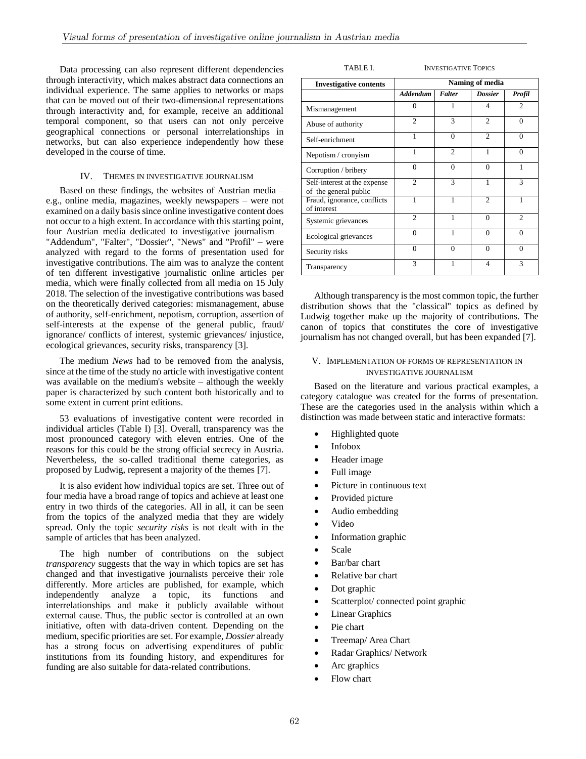Data processing can also represent different dependencies through interactivity, which makes abstract data connections an individual experience. The same applies to networks or maps that can be moved out of their two-dimensional representations through interactivity and, for example, receive an additional temporal component, so that users can not only perceive geographical connections or personal interrelationships in networks, but can also experience independently how these developed in the course of time.

## IV. Themes in investigative journalism

Based on these findings, the websites of Austrian media – e.g., online media, magazines, weekly newspapers – were not examined on a daily basis since online investigative content does not occur to a high extent. In accordance with this starting point, four Austrian media dedicated to investigative journalism – "Addendum", "Falter", "Dossier", "News" and "Profil" – were analyzed with regard to the forms of presentation used for investigative contributions. The aim was to analyze the content of ten different investigative journalistic online articles per media, which were finally collected from all media on 15 July 2018. The selection of the investigative contributions was based on the theoretically derived categories: mismanagement, abuse of authority, self-enrichment, nepotism, corruption, assertion of self-interests at the expense of the general public, fraud/ ignorance/ conflicts of interest, systemic grievances/ injustice, ecological grievances, security risks, transparency [3].

The medium *News* had to be removed from the analysis, since at the time of the study no article with investigative content was available on the medium's website – although the weekly paper is characterized by such content both historically and to some extent in current print editions.

53 evaluations of investigative content were recorded in individual articles (Table I) [3]. Overall, transparency was the most pronounced category with eleven entries. One of the reasons for this could be the strong official secrecy in Austria. Nevertheless, the so-called traditional theme categories, as proposed by Ludwig, represent a majority of the themes [7].

It is also evident how individual topics are set. Three out of four media have a broad range of topics and achieve at least one entry in two thirds of the categories. All in all, it can be seen from the topics of the analyzed media that they are widely spread. Only the topic *security risks* is not dealt with in the sample of articles that has been analyzed.

The high number of contributions on the subject *transparency* suggests that the way in which topics are set has changed and that investigative journalists perceive their role differently. More articles are published, for example, which independently analyze a topic, its functions and interrelationships and make it publicly available without external cause. Thus, the public sector is controlled at an own initiative, often with data-driven content. Depending on the medium, specific priorities are set. For example, *Dossier* already has a strong focus on advertising expenditures of public institutions from its founding history, and expenditures for funding are also suitable for data-related contributions.

TABLE I. INVESTIGATIVE TOPICS

| Investigative contents | Naming of media | | | |
|---|---|---|---|---|
| | *Addendum* | *Falter* | *Dossier* | *Profil* |
| Mismanagement | 0 | 1 | 4 | 2 |
| Abuse of authority | 2 | 3 | 2 | 0 |
| Self-enrichment | 1 | 0 | 2 | 0 |
| Nepotism / cronyism | 1 | 2 | 1 | 0 |
| Corruption / bribery | 0 | 0 | 0 | 1 |
| Self-interest at the expense of the general public | 2 | 3 | 1 | 3 |
| Fraud, ignorance, conflicts of interest | 1 | 1 | 2 | 1 |
| Systemic grievances | 2 | 1 | 0 | 2 |
| Ecological grievances | 0 | 1 | 0 | 0 |
| Security risks | 0 | 0 | 0 | 0 |
| Transparency | 3 | 1 | 4 | 3 |

Although transparency is the most common topic, the further distribution shows that the "classical" topics as defined by Ludwig together make up the majority of contributions. The canon of topics that constitutes the core of investigative journalism has not changed overall, but has been expanded [7].

## V. Implementation of forms of representation in investigative journalism

Based on the literature and various practical examples, a category catalogue was created for the forms of presentation. These are the categories used in the analysis within which a distinction was made between static and interactive formats:

- Highlighted quote
- Infobox
- Header image
- Full image
- Picture in continuous text
- Provided picture
- Audio embedding
- Video
- Information graphic
- Scale
- Bar/bar chart
- Relative bar chart
- Dot graphic
- Scatterplot/ connected point graphic
- Linear Graphics
- Pie chart
- Treemap/ Area Chart
- Radar Graphics/ Network
- Arc graphics
- Flow chart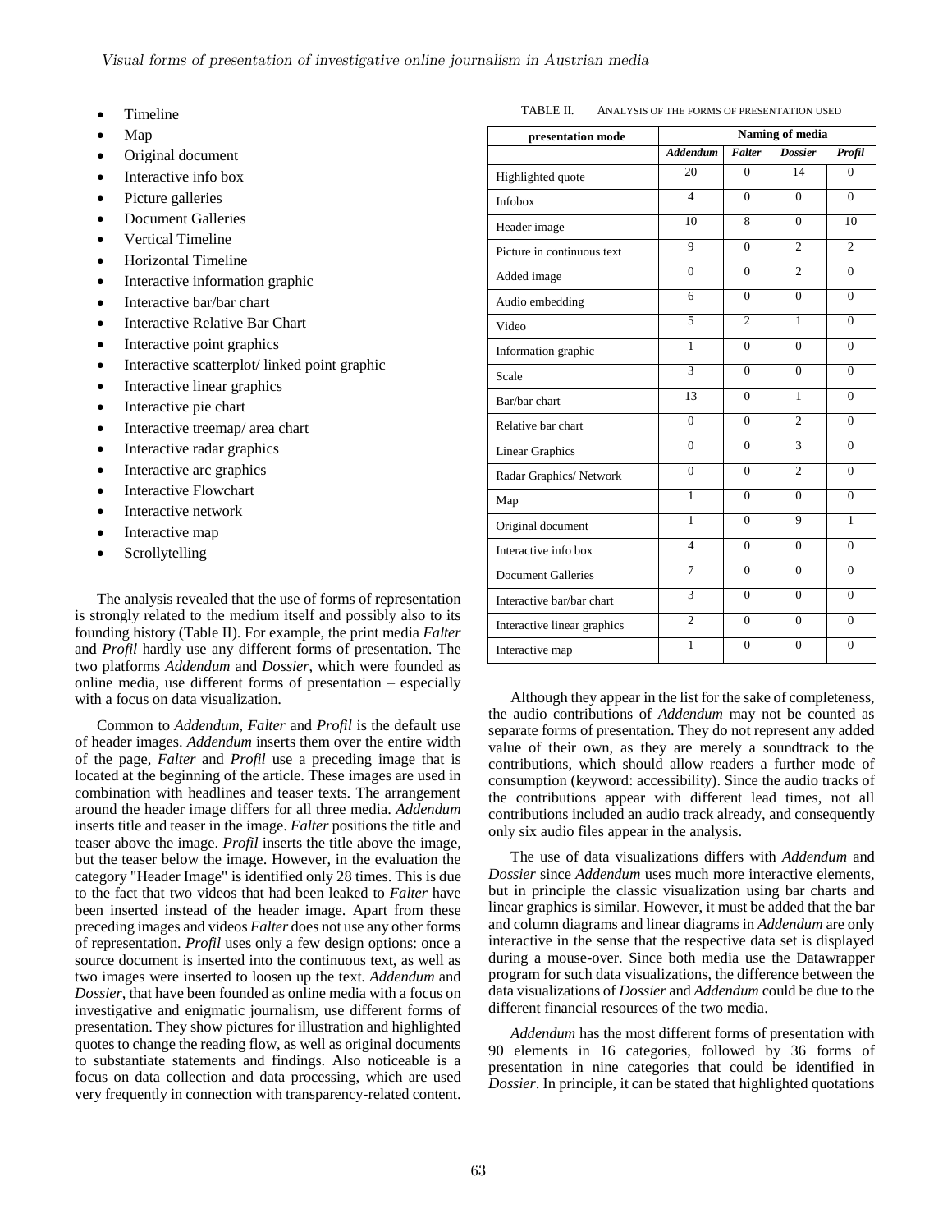- Timeline
- Map
- Original document
- Interactive info box
- Picture galleries
- Document Galleries
- Vertical Timeline
- Horizontal Timeline
- Interactive information graphic
- Interactive bar/bar chart
- Interactive Relative Bar Chart
- Interactive point graphics
- Interactive scatterplot/ linked point graphic
- Interactive linear graphics
- Interactive pie chart
- Interactive treemap/ area chart
- Interactive radar graphics
- Interactive arc graphics
- Interactive Flowchart
- Interactive network
- Interactive map
- Scrollytelling

The analysis revealed that the use of forms of representation is strongly related to the medium itself and possibly also to its founding history (Table II). For example, the print media *Falter* and *Profil* hardly use any different forms of presentation. The two platforms *Addendum* and *Dossier,* which were founded as online media, use different forms of presentation – especially with a focus on data visualization.

Common to *Addendum, Falter* and *Profil* is the default use of header images. *Addendum* inserts them over the entire width of the page, *Falter* and *Profil* use a preceding image that is located at the beginning of the article. These images are used in combination with headlines and teaser texts. The arrangement around the header image differs for all three media. *Addendum* inserts title and teaser in the image. *Falter* positions the title and teaser above the image. *Profil* inserts the title above the image, but the teaser below the image. However, in the evaluation the category "Header Image" is identified only 28 times. This is due to the fact that two videos that had been leaked to *Falter* have been inserted instead of the header image. Apart from these preceding images and videos *Falter* does not use any other forms of representation. *Profil* uses only a few design options: once a source document is inserted into the continuous text, as well as two images were inserted to loosen up the text. *Addendum* and *Dossier*, that have been founded as online media with a focus on investigative and enigmatic journalism, use different forms of presentation. They show pictures for illustration and highlighted quotes to change the reading flow, as well as original documents to substantiate statements and findings. Also noticeable is a focus on data collection and data processing, which are used very frequently in connection with transparency-related content.

TABLE II. ANALYSIS OF THE FORMS OF PRESENTATION USED

| presentation mode | Naming of media | | | |
|---|---|---|---|---|
| | ***Addendum*** | ***Falter*** | ***Dossier*** | ***Profil*** |
| Highlighted quote | 20 | 0 | 14 | 0 |
| Infobox | 4 | 0 | 0 | 0 |
| Header image | 10 | 8 | 0 | 10 |
| Picture in continuous text | 9 | 0 | 2 | 2 |
| Added image | 0 | 0 | 2 | 0 |
| Audio embedding | 6 | 0 | 0 | 0 |
| Video | 5 | 2 | 1 | 0 |
| Information graphic | 1 | 0 | 0 | 0 |
| Scale | 3 | 0 | 0 | 0 |
| Bar/bar chart | 13 | 0 | 1 | 0 |
| Relative bar chart | 0 | 0 | 2 | 0 |
| Linear Graphics | 0 | 0 | 3 | 0 |
| Radar Graphics/ Network | 0 | 0 | 2 | 0 |
| Map | 1 | 0 | 0 | 0 |
| Original document | 1 | 0 | 9 | 1 |
| Interactive info box | 4 | 0 | 0 | 0 |
| Document Galleries | 7 | 0 | 0 | 0 |
| Interactive bar/bar chart | 3 | 0 | 0 | 0 |
| Interactive linear graphics | 2 | 0 | 0 | 0 |
| Interactive map | 1 | 0 | 0 | 0 |

Although they appear in the list for the sake of completeness, the audio contributions of *Addendum* may not be counted as separate forms of presentation. They do not represent any added value of their own, as they are merely a soundtrack to the contributions, which should allow readers a further mode of consumption (keyword: accessibility). Since the audio tracks of the contributions appear with different lead times, not all contributions included an audio track already, and consequently only six audio files appear in the analysis.

The use of data visualizations differs with *Addendum* and *Dossier* since *Addendum* uses much more interactive elements, but in principle the classic visualization using bar charts and linear graphics is similar. However, it must be added that the bar and column diagrams and linear diagrams in *Addendum* are only interactive in the sense that the respective data set is displayed during a mouse-over. Since both media use the Datawrapper program for such data visualizations, the difference between the data visualizations of *Dossier* and *Addendum* could be due to the different financial resources of the two media.

*Addendum* has the most different forms of presentation with 90 elements in 16 categories, followed by 36 forms of presentation in nine categories that could be identified in *Dossier*. In principle, it can be stated that highlighted quotations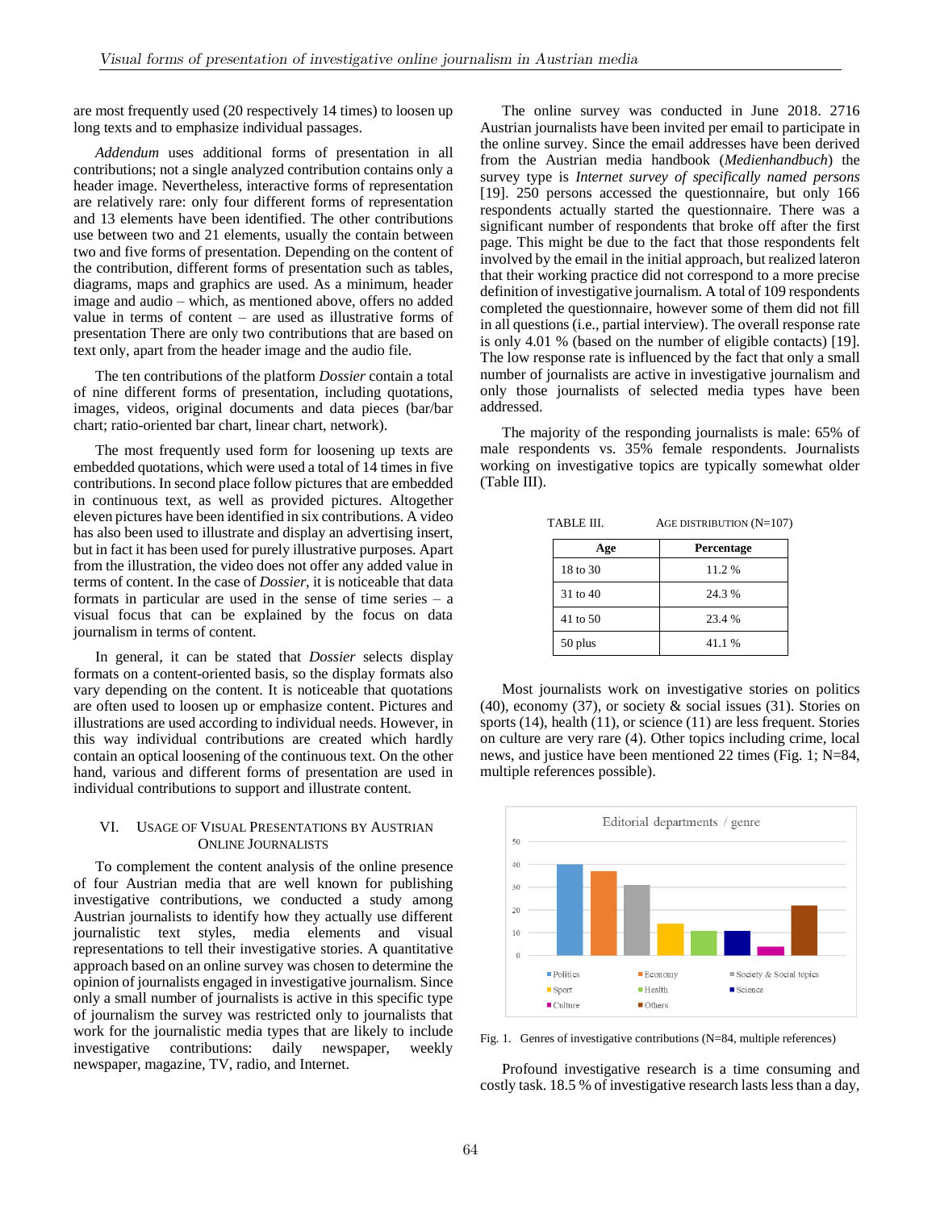are most frequently used (20 respectively 14 times) to loosen up long texts and to emphasize individual passages.

*Addendum* uses additional forms of presentation in all contributions; not a single analyzed contribution contains only a header image. Nevertheless, interactive forms of representation are relatively rare: only four different forms of representation and 13 elements have been identified. The other contributions use between two and 21 elements, usually the contain between two and five forms of presentation. Depending on the content of the contribution, different forms of presentation such as tables, diagrams, maps and graphics are used. As a minimum, header image and audio – which, as mentioned above, offers no added value in terms of content – are used as illustrative forms of presentation There are only two contributions that are based on text only, apart from the header image and the audio file.

The ten contributions of the platform *Dossier* contain a total of nine different forms of presentation, including quotations, images, videos, original documents and data pieces (bar/bar chart; ratio-oriented bar chart, linear chart, network).

The most frequently used form for loosening up texts are embedded quotations, which were used a total of 14 times in five contributions. In second place follow pictures that are embedded in continuous text, as well as provided pictures. Altogether eleven pictures have been identified in six contributions. A video has also been used to illustrate and display an advertising insert, but in fact it has been used for purely illustrative purposes. Apart from the illustration, the video does not offer any added value in terms of content. In the case of *Dossier*, it is noticeable that data formats in particular are used in the sense of time series – a visual focus that can be explained by the focus on data journalism in terms of content.

In general, it can be stated that *Dossier* selects display formats on a content-oriented basis, so the display formats also vary depending on the content. It is noticeable that quotations are often used to loosen up or emphasize content. Pictures and illustrations are used according to individual needs. However, in this way individual contributions are created which hardly contain an optical loosening of the continuous text. On the other hand, various and different forms of presentation are used in individual contributions to support and illustrate content.

## VI. Usage of Visual Presentations by Austrian Online Journalists

To complement the content analysis of the online presence of four Austrian media that are well known for publishing investigative contributions, we conducted a study among Austrian journalists to identify how they actually use different journalistic text styles, media elements and visual representations to tell their investigative stories. A quantitative approach based on an online survey was chosen to determine the opinion of journalists engaged in investigative journalism. Since only a small number of journalists is active in this specific type of journalism the survey was restricted only to journalists that work for the journalistic media types that are likely to include investigative contributions: daily newspaper, weekly newspaper, magazine, TV, radio, and Internet.

The online survey was conducted in June 2018. 2716 Austrian journalists have been invited per email to participate in the online survey. Since the email addresses have been derived from the Austrian media handbook (*Medienhandbuch*) the survey type is *Internet survey of specifically named persons* [19]. 250 persons accessed the questionnaire, but only 166 respondents actually started the questionnaire. There was a significant number of respondents that broke off after the first page. This might be due to the fact that those respondents felt involved by the email in the initial approach, but realized lateron that their working practice did not correspond to a more precise definition of investigative journalism. A total of 109 respondents completed the questionnaire, however some of them did not fill in all questions (i.e., partial interview). The overall response rate is only 4.01 % (based on the number of eligible contacts) [19]. The low response rate is influenced by the fact that only a small number of journalists are active in investigative journalism and only those journalists of selected media types have been addressed.

The majority of the responding journalists is male: 65% of male respondents vs. 35% female respondents. Journalists working on investigative topics are typically somewhat older (Table III).

TABLE III. Age distribution (N=107)

| Age | Percentage |
|---|---|
| 18 to 30 | 11.2 % |
| 31 to 40 | 24.3 % |
| 41 to 50 | 23.4 % |
| 50 plus | 41.1 % |

Most journalists work on investigative stories on politics (40), economy (37), or society & social issues (31). Stories on sports (14), health (11), or science (11) are less frequent. Stories on culture are very rare (4). Other topics including crime, local news, and justice have been mentioned 22 times (Fig. 1; N=84, multiple references possible).

Fig. 1. Genres of investigative contributions (N=84, multiple references)

Profound investigative research is a time consuming and costly task. 18.5 % of investigative research lasts less than a day,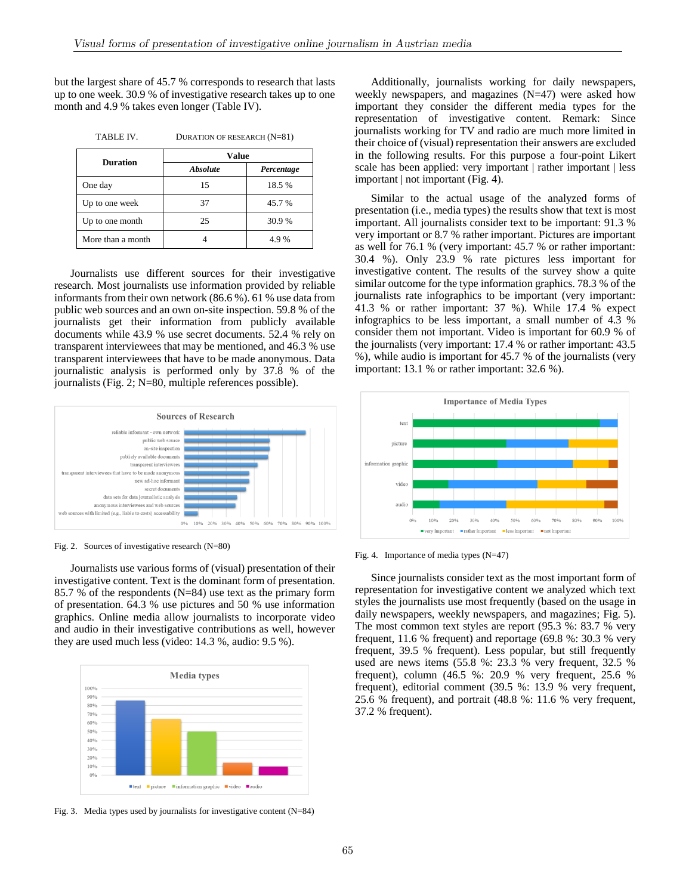but the largest share of 45.7 % corresponds to research that lasts up to one week. 30.9 % of investigative research takes up to one month and 4.9 % takes even longer (Table IV).

TABLE IV. DURATION OF RESEARCH (N=81)

| Duration | Value | |
|---|---|---|
| | *Absolute* | *Percentage* |
| One day | 15 | 18.5 % |
| Up to one week | 37 | 45.7 % |
| Up to one month | 25 | 30.9 % |
| More than a month | 4 | 4.9 % |

Journalists use different sources for their investigative research. Most journalists use information provided by reliable informants from their own network (86.6 %). 61 % use data from public web sources and an own on-site inspection. 59.8 % of the journalists get their information from publicly available documents while 43.9 % use secret documents. 52.4 % rely on transparent interviewees that may be mentioned, and 46.3 % use transparent interviewees that have to be made anonymous. Data journalistic analysis is performed only by 37.8 % of the journalists (Fig. 2; N=80, multiple references possible).

Fig. 2. Sources of investigative research (N=80)

Journalists use various forms of (visual) presentation of their investigative content. Text is the dominant form of presentation. 85.7 % of the respondents (N=84) use text as the primary form of presentation. 64.3 % use pictures and 50 % use information graphics. Online media allow journalists to incorporate video and audio in their investigative contributions as well, however they are used much less (video: 14.3 %, audio: 9.5 %).

Fig. 3. Media types used by journalists for investigative content (N=84)

Additionally, journalists working for daily newspapers, weekly newspapers, and magazines (N=47) were asked how important they consider the different media types for the representation of investigative content. Remark: Since journalists working for TV and radio are much more limited in their choice of (visual) representation their answers are excluded in the following results. For this purpose a four-point Likert scale has been applied: very important | rather important | less important | not important (Fig. 4).

Similar to the actual usage of the analyzed forms of presentation (i.e., media types) the results show that text is most important. All journalists consider text to be important: 91.3 % very important or 8.7 % rather important. Pictures are important as well for 76.1 % (very important: 45.7 % or rather important: 30.4 %). Only 23.9 % rate pictures less important for investigative content. The results of the survey show a quite similar outcome for the type information graphics. 78.3 % of the journalists rate infographics to be important (very important: 41.3 % or rather important: 37 %). While 17.4 % expect infographics to be less important, a small number of 4.3 % consider them not important. Video is important for 60.9 % of the journalists (very important: 17.4 % or rather important: 43.5 %), while audio is important for 45.7 % of the journalists (very important: 13.1 % or rather important: 32.6 %).

Fig. 4. Importance of media types (N=47)

Since journalists consider text as the most important form of representation for investigative content we analyzed which text styles the journalists use most frequently (based on the usage in daily newspapers, weekly newspapers, and magazines; Fig. 5). The most common text styles are report (95.3 %: 83.7 % very frequent, 11.6 % frequent) and reportage (69.8 %: 30.3 % very frequent, 39.5 % frequent). Less popular, but still frequently used are news items (55.8 %: 23.3 % very frequent, 32.5 % frequent), column (46.5 %: 20.9 % very frequent, 25.6 % frequent), editorial comment (39.5 %: 13.9 % very frequent, 25.6 % frequent), and portrait (48.8 %: 11.6 % very frequent, 37.2 % frequent).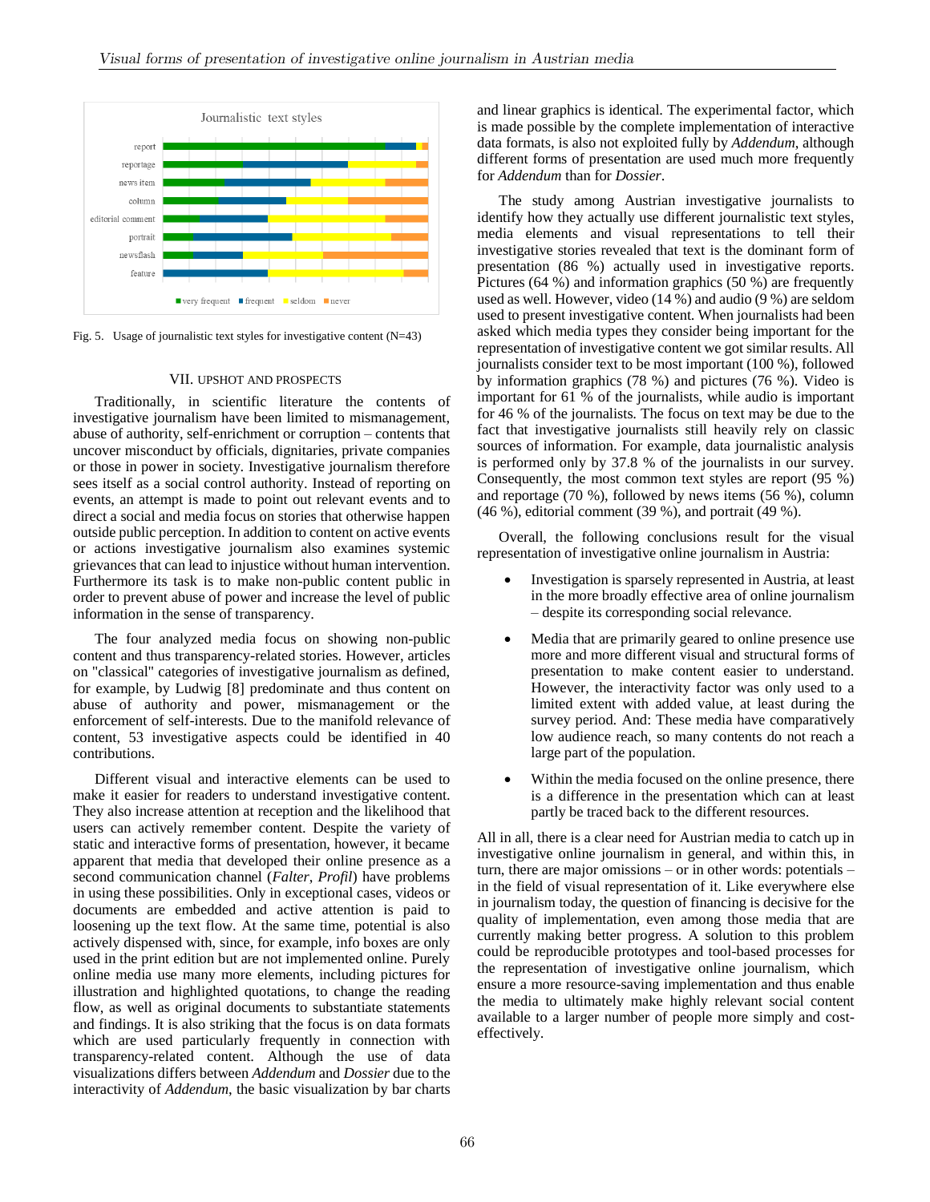Fig. 5. Usage of journalistic text styles for investigative content (N=43)

## VII. Upshot and Prospects

Traditionally, in scientific literature the contents of investigative journalism have been limited to mismanagement, abuse of authority, self-enrichment or corruption – contents that uncover misconduct by officials, dignitaries, private companies or those in power in society. Investigative journalism therefore sees itself as a social control authority. Instead of reporting on events, an attempt is made to point out relevant events and to direct a social and media focus on stories that otherwise happen outside public perception. In addition to content on active events or actions investigative journalism also examines systemic grievances that can lead to injustice without human intervention. Furthermore its task is to make non-public content public in order to prevent abuse of power and increase the level of public information in the sense of transparency.

The four analyzed media focus on showing non-public content and thus transparency-related stories. However, articles on "classical" categories of investigative journalism as defined, for example, by Ludwig [8] predominate and thus content on abuse of authority and power, mismanagement or the enforcement of self-interests. Due to the manifold relevance of content, 53 investigative aspects could be identified in 40 contributions.

Different visual and interactive elements can be used to make it easier for readers to understand investigative content. They also increase attention at reception and the likelihood that users can actively remember content. Despite the variety of static and interactive forms of presentation, however, it became apparent that media that developed their online presence as a second communication channel (*Falter*, *Profil*) have problems in using these possibilities. Only in exceptional cases, videos or documents are embedded and active attention is paid to loosening up the text flow. At the same time, potential is also actively dispensed with, since, for example, info boxes are only used in the print edition but are not implemented online. Purely online media use many more elements, including pictures for illustration and highlighted quotations, to change the reading flow, as well as original documents to substantiate statements and findings. It is also striking that the focus is on data formats which are used particularly frequently in connection with transparency-related content. Although the use of data visualizations differs between *Addendum* and *Dossier* due to the interactivity of *Addendum*, the basic visualization by bar charts and linear graphics is identical. The experimental factor, which is made possible by the complete implementation of interactive data formats, is also not exploited fully by *Addendum*, although different forms of presentation are used much more frequently for *Addendum* than for *Dossier*.

The study among Austrian investigative journalists to identify how they actually use different journalistic text styles, media elements and visual representations to tell their investigative stories revealed that text is the dominant form of presentation (86 %) actually used in investigative reports. Pictures (64 %) and information graphics (50 %) are frequently used as well. However, video (14 %) and audio (9 %) are seldom used to present investigative content. When journalists had been asked which media types they consider being important for the representation of investigative content we got similar results. All journalists consider text to be most important (100 %), followed by information graphics (78 %) and pictures (76 %). Video is important for 61 % of the journalists, while audio is important for 46 % of the journalists. The focus on text may be due to the fact that investigative journalists still heavily rely on classic sources of information. For example, data journalistic analysis is performed only by 37.8 % of the journalists in our survey. Consequently, the most common text styles are report (95 %) and reportage (70 %), followed by news items (56 %), column (46 %), editorial comment (39 %), and portrait (49 %).

Overall, the following conclusions result for the visual representation of investigative online journalism in Austria:

- Investigation is sparsely represented in Austria, at least in the more broadly effective area of online journalism – despite its corresponding social relevance.
- Media that are primarily geared to online presence use more and more different visual and structural forms of presentation to make content easier to understand. However, the interactivity factor was only used to a limited extent with added value, at least during the survey period. And: These media have comparatively low audience reach, so many contents do not reach a large part of the population.
- Within the media focused on the online presence, there is a difference in the presentation which can at least partly be traced back to the different resources.

All in all, there is a clear need for Austrian media to catch up in investigative online journalism in general, and within this, in turn, there are major omissions – or in other words: potentials – in the field of visual representation of it. Like everywhere else in journalism today, the question of financing is decisive for the quality of implementation, even among those media that are currently making better progress. A solution to this problem could be reproducible prototypes and tool-based processes for the representation of investigative online journalism, which ensure a more resource-saving implementation and thus enable the media to ultimately make highly relevant social content available to a larger number of people more simply and cost-effectively.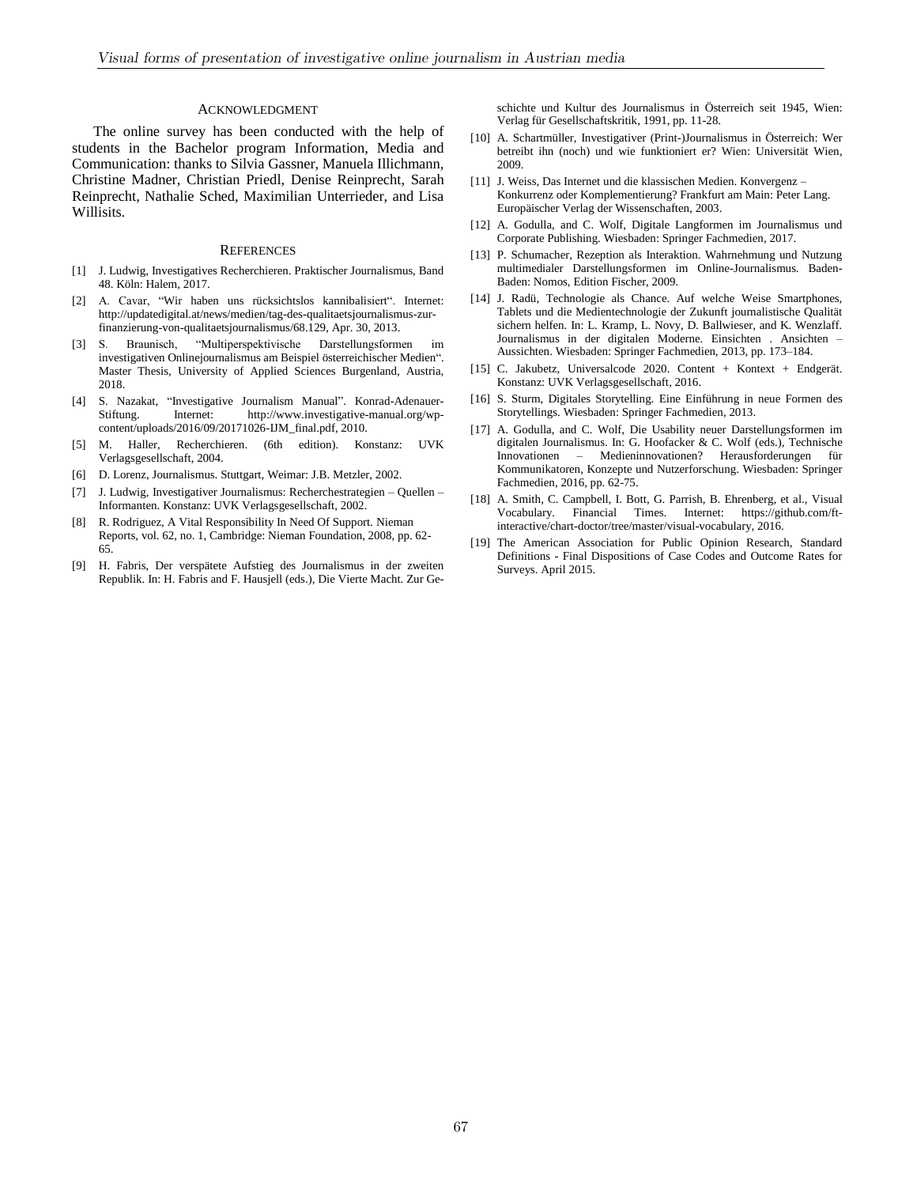## ACKNOWLEDGMENT

The online survey has been conducted with the help of students in the Bachelor program Information, Media and Communication: thanks to Silvia Gassner, Manuela Illichmann, Christine Madner, Christian Priedl, Denise Reinprecht, Sarah Reinprecht, Nathalie Sched, Maximilian Unterrieder, and Lisa Willisits.

## REFERENCES

[1] J. Ludwig, Investigatives Recherchieren. Praktischer Journalismus, Band 48. Köln: Halem, 2017.

[2] A. Cavar, "Wir haben uns rücksichtslos kannibalisiert". Internet: http://updatedigital.at/news/medien/tag-des-qualitaetsjournalismus-zur-finanzierung-von-qualitaetsjournalismus/68.129, Apr. 30, 2013.

[3] S. Braunisch, "Multiperspektivische Darstellungsformen im investigativen Onlinejournalismus am Beispiel österreichischer Medien". Master Thesis, University of Applied Sciences Burgenland, Austria, 2018.

[4] S. Nazakat, "Investigative Journalism Manual". Konrad-Adenauer-Stiftung. Internet: http://www.investigative-manual.org/wp-content/uploads/2016/09/20171026-IJM_final.pdf, 2010.

[5] M. Haller, Recherchieren. (6th edition). Konstanz: UVK Verlagsgesellschaft, 2004.

[6] D. Lorenz, Journalismus. Stuttgart, Weimar: J.B. Metzler, 2002.

[7] J. Ludwig, Investigativer Journalismus: Recherchestrategien – Quellen – Informanten. Konstanz: UVK Verlagsgesellschaft, 2002.

[8] R. Rodriguez, A Vital Responsibility In Need Of Support. Nieman Reports, vol. 62, no. 1, Cambridge: Nieman Foundation, 2008, pp. 62-65.

[9] H. Fabris, Der verspätete Aufstieg des Journalismus in der zweiten Republik. In: H. Fabris and F. Hausjell (eds.), Die Vierte Macht. Zur Geschichte und Kultur des Journalismus in Österreich seit 1945, Wien: Verlag für Gesellschaftskritik, 1991, pp. 11-28.

[10] A. Schartmüller, Investigativer (Print-)Journalismus in Österreich: Wer betreibt ihn (noch) und wie funktioniert er? Wien: Universität Wien, 2009.

[11] J. Weiss, Das Internet und die klassischen Medien. Konvergenz – Konkurrenz oder Komplementierung? Frankfurt am Main: Peter Lang. Europäischer Verlag der Wissenschaften, 2003.

[12] A. Godulla, and C. Wolf, Digitale Langformen im Journalismus und Corporate Publishing. Wiesbaden: Springer Fachmedien, 2017.

[13] P. Schumacher, Rezeption als Interaktion. Wahrnehmung und Nutzung multimedialer Darstellungsformen im Online-Journalismus. Baden-Baden: Nomos, Edition Fischer, 2009.

[14] J. Radü, Technologie als Chance. Auf welche Weise Smartphones, Tablets und die Medientechnologie der Zukunft journalistische Qualität sichern helfen. In: L. Kramp, L. Novy, D. Ballwieser, and K. Wenzlaff. Journalismus in der digitalen Moderne. Einsichten . Ansichten – Aussichten. Wiesbaden: Springer Fachmedien, 2013, pp. 173–184.

[15] C. Jakubetz, Universalcode 2020. Content + Kontext + Endgerät. Konstanz: UVK Verlagsgesellschaft, 2016.

[16] S. Sturm, Digitales Storytelling. Eine Einführung in neue Formen des Storytellings. Wiesbaden: Springer Fachmedien, 2013.

[17] A. Godulla, and C. Wolf, Die Usability neuer Darstellungsformen im digitalen Journalismus. In: G. Hoofacker & C. Wolf (eds.), Technische Innovationen – Medieninnovationen? Herausforderungen für Kommunikatoren, Konzepte und Nutzerforschung. Wiesbaden: Springer Fachmedien, 2016, pp. 62-75.

[18] A. Smith, C. Campbell, I. Bott, G. Parrish, B. Ehrenberg, et al., Visual Vocabulary. Financial Times. Internet: https://github.com/ft-interactive/chart-doctor/tree/master/visual-vocabulary, 2016.

[19] The American Association for Public Opinion Research, Standard Definitions - Final Dispositions of Case Codes and Outcome Rates for Surveys. April 2015.